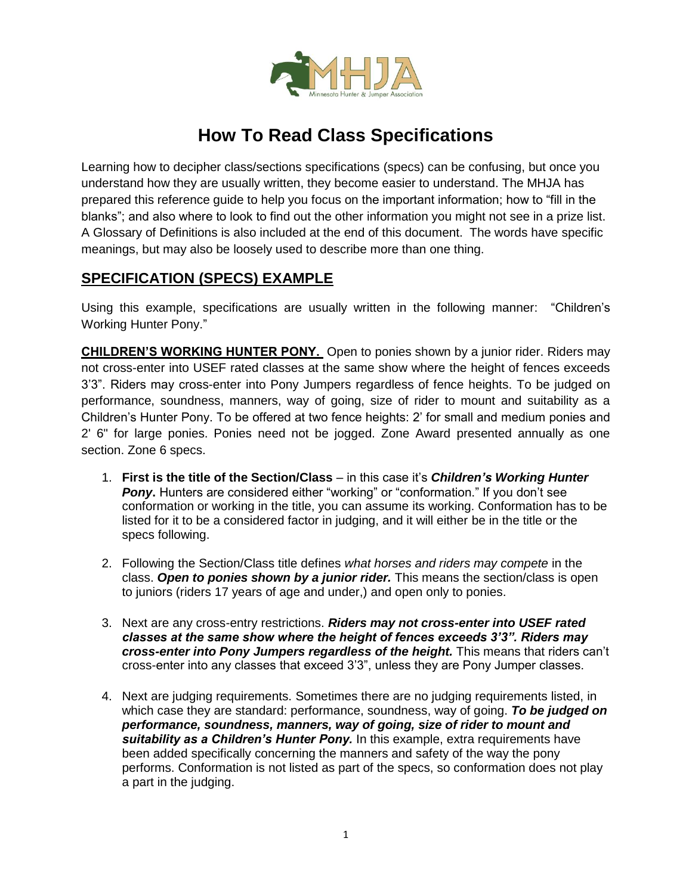# How To Read Class Specifications

Learning how to decipher class/sections specifications (specs) can be confusing, but once you understand how they are usually written, they become easier to understand. The MHJA has prepared this reference guide to help you focus on the important information; how to "fill in the blanks"; and also where to look to find out the other information you might not see in a prize list. A Glossary of Definitions is also included at the end of this document. The words have specific meanings, but may also be loosely used to describe more than one thing.

## SPECIFICATION (SPECS) EXAMPLE

Using this example, specifications are usually written in the following manner: "Children's Working Hunter Pony."

**CHILDREN'S WORKING HUNTER PONY.** Open to ponies shown by a junior rider. Riders may not cross-enter into USEF rated classes at the same show where the height of fences exceeds 3'3". Riders may cross-enter into Pony Jumpers regardless of fence heights. To be judged on performance, soundness, manners, way of going, size of rider to mount and suitability as a Children's Hunter Pony. To be offered at two fence heights: 2' for small and medium ponies and 2' 6" for large ponies. Ponies need not be jogged. Zone Award presented annually as one section. Zone 6 specs.

1. **First is the title of the Section/Class** – in this case it's ***Children's Working Hunter Pony***. Hunters are considered either "working" or "conformation." If you don't see conformation or working in the title, you can assume its working. Conformation has to be listed for it to be a considered factor in judging, and it will either be in the title or the specs following.
2. Following the Section/Class title defines *what horses and riders may compete* in the class. ***Open to ponies shown by a junior rider.*** This means the section/class is open to juniors (riders 17 years of age and under,) and open only to ponies.
3. Next are any cross-entry restrictions. ***Riders may not cross-enter into USEF rated classes at the same show where the height of fences exceeds 3'3". Riders may cross-enter into Pony Jumpers regardless of the height.*** This means that riders can't cross-enter into any classes that exceed 3'3", unless they are Pony Jumper classes.
4. Next are judging requirements. Sometimes there are no judging requirements listed, in which case they are standard: performance, soundness, way of going. ***To be judged on performance, soundness, manners, way of going, size of rider to mount and suitability as a Children's Hunter Pony.*** In this example, extra requirements have been added specifically concerning the manners and safety of the way the pony performs. Conformation is not listed as part of the specs, so conformation does not play a part in the judging.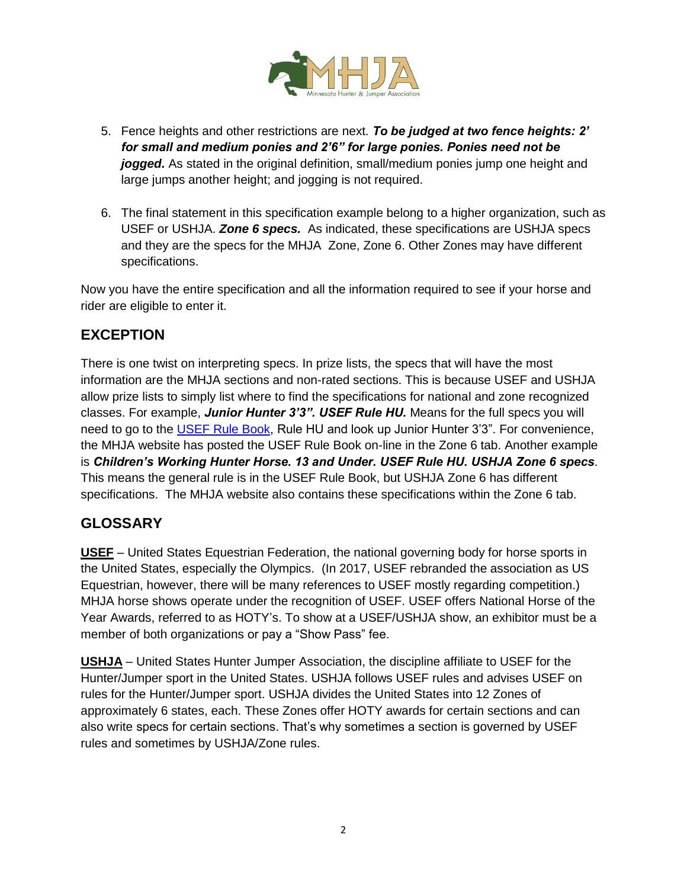5. Fence heights and other restrictions are next. ***To be judged at two fence heights: 2' for small and medium ponies and 2'6" for large ponies. Ponies need not be jogged.*** As stated in the original definition, small/medium ponies jump one height and large jumps another height; and jogging is not required.

6. The final statement in this specification example belong to a higher organization, such as USEF or USHJA. ***Zone 6 specs.*** As indicated, these specifications are USHJA specs and they are the specs for the MHJA Zone, Zone 6. Other Zones may have different specifications.

Now you have the entire specification and all the information required to see if your horse and rider are eligible to enter it.

## EXCEPTION

There is one twist on interpreting specs. In prize lists, the specs that will have the most information are the MHJA sections and non-rated sections. This is because USEF and USHJA allow prize lists to simply list where to find the specifications for national and zone recognized classes. For example, ***Junior Hunter 3'3". USEF Rule HU.*** Means for the full specs you will need to go to the [USEF Rule Book](USEF Rule Book), Rule HU and look up Junior Hunter 3'3". For convenience, the MHJA website has posted the USEF Rule Book on-line in the Zone 6 tab. Another example is ***Children's Working Hunter Horse. 13 and Under. USEF Rule HU. USHJA Zone 6 specs***. This means the general rule is in the USEF Rule Book, but USHJA Zone 6 has different specifications. The MHJA website also contains these specifications within the Zone 6 tab.

## GLOSSARY

**USEF** – United States Equestrian Federation, the national governing body for horse sports in the United States, especially the Olympics. (In 2017, USEF rebranded the association as US Equestrian, however, there will be many references to USEF mostly regarding competition.) MHJA horse shows operate under the recognition of USEF. USEF offers National Horse of the Year Awards, referred to as HOTY's. To show at a USEF/USHJA show, an exhibitor must be a member of both organizations or pay a "Show Pass" fee.

**USHJA** – United States Hunter Jumper Association, the discipline affiliate to USEF for the Hunter/Jumper sport in the United States. USHJA follows USEF rules and advises USEF on rules for the Hunter/Jumper sport. USHJA divides the United States into 12 Zones of approximately 6 states, each. These Zones offer HOTY awards for certain sections and can also write specs for certain sections. That's why sometimes a section is governed by USEF rules and sometimes by USHJA/Zone rules.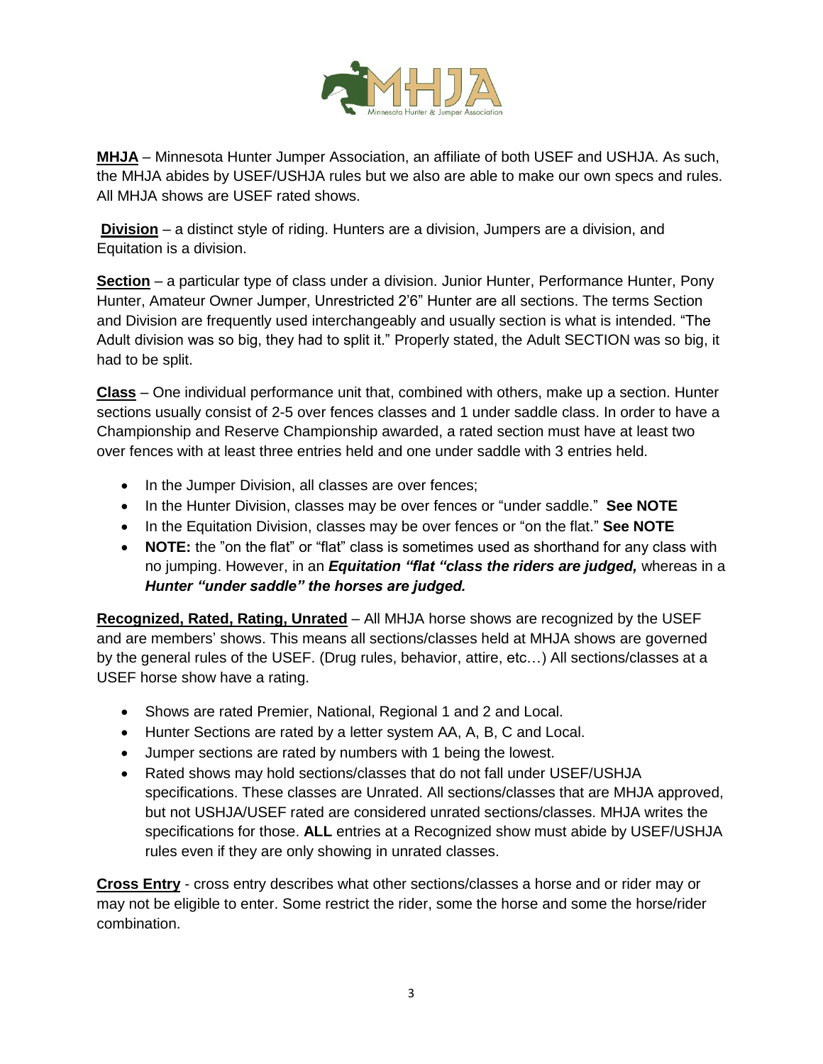**MHJA** – Minnesota Hunter Jumper Association, an affiliate of both USEF and USHJA. As such, the MHJA abides by USEF/USHJA rules but we also are able to make our own specs and rules. All MHJA shows are USEF rated shows.

**Division** – a distinct style of riding. Hunters are a division, Jumpers are a division, and Equitation is a division.

**Section** – a particular type of class under a division. Junior Hunter, Performance Hunter, Pony Hunter, Amateur Owner Jumper, Unrestricted 2'6" Hunter are all sections. The terms Section and Division are frequently used interchangeably and usually section is what is intended. "The Adult division was so big, they had to split it." Properly stated, the Adult SECTION was so big, it had to be split.

**Class** – One individual performance unit that, combined with others, make up a section. Hunter sections usually consist of 2-5 over fences classes and 1 under saddle class. In order to have a Championship and Reserve Championship awarded, a rated section must have at least two over fences with at least three entries held and one under saddle with 3 entries held.

- In the Jumper Division, all classes are over fences;
- In the Hunter Division, classes may be over fences or "under saddle." **See NOTE**
- In the Equitation Division, classes may be over fences or "on the flat." **See NOTE**
- **NOTE:** the "on the flat" or "flat" class is sometimes used as shorthand for any class with no jumping. However, in an ***Equitation "flat "class the riders are judged,*** whereas in a ***Hunter "under saddle" the horses are judged.***

**Recognized, Rated, Rating, Unrated** – All MHJA horse shows are recognized by the USEF and are members' shows. This means all sections/classes held at MHJA shows are governed by the general rules of the USEF. (Drug rules, behavior, attire, etc…) All sections/classes at a USEF horse show have a rating.

- Shows are rated Premier, National, Regional 1 and 2 and Local.
- Hunter Sections are rated by a letter system AA, A, B, C and Local.
- Jumper sections are rated by numbers with 1 being the lowest.
- Rated shows may hold sections/classes that do not fall under USEF/USHJA specifications. These classes are Unrated. All sections/classes that are MHJA approved, but not USHJA/USEF rated are considered unrated sections/classes. MHJA writes the specifications for those. **ALL** entries at a Recognized show must abide by USEF/USHJA rules even if they are only showing in unrated classes.

**Cross Entry** - cross entry describes what other sections/classes a horse and or rider may or may not be eligible to enter. Some restrict the rider, some the horse and some the horse/rider combination.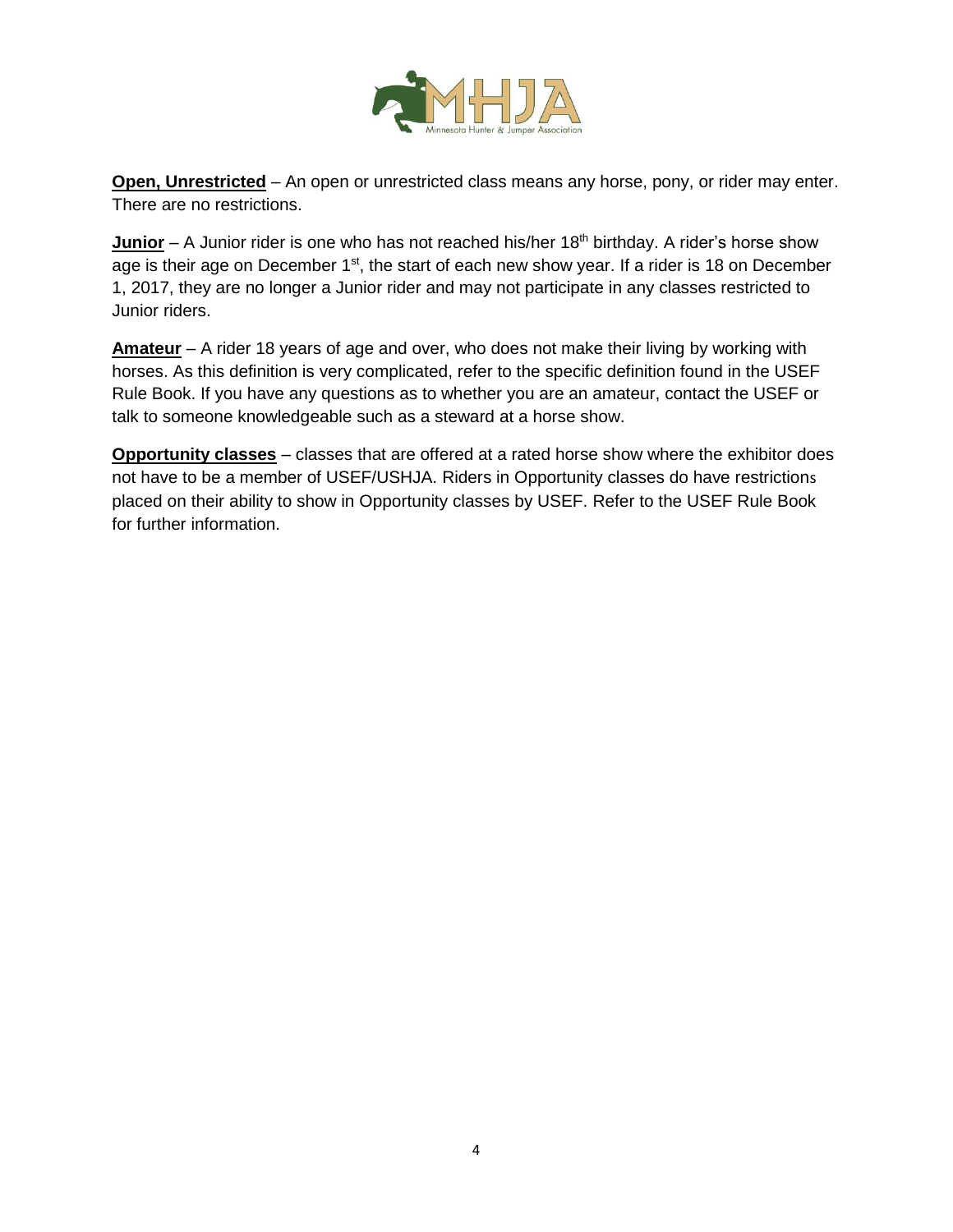**Open, Unrestricted** – An open or unrestricted class means any horse, pony, or rider may enter. There are no restrictions.

**Junior** – A Junior rider is one who has not reached his/her 18th birthday. A rider's horse show age is their age on December 1st, the start of each new show year. If a rider is 18 on December 1, 2017, they are no longer a Junior rider and may not participate in any classes restricted to Junior riders.

**Amateur** – A rider 18 years of age and over, who does not make their living by working with horses. As this definition is very complicated, refer to the specific definition found in the USEF Rule Book. If you have any questions as to whether you are an amateur, contact the USEF or talk to someone knowledgeable such as a steward at a horse show.

**Opportunity classes** – classes that are offered at a rated horse show where the exhibitor does not have to be a member of USEF/USHJA. Riders in Opportunity classes do have restrictions placed on their ability to show in Opportunity classes by USEF. Refer to the USEF Rule Book for further information.